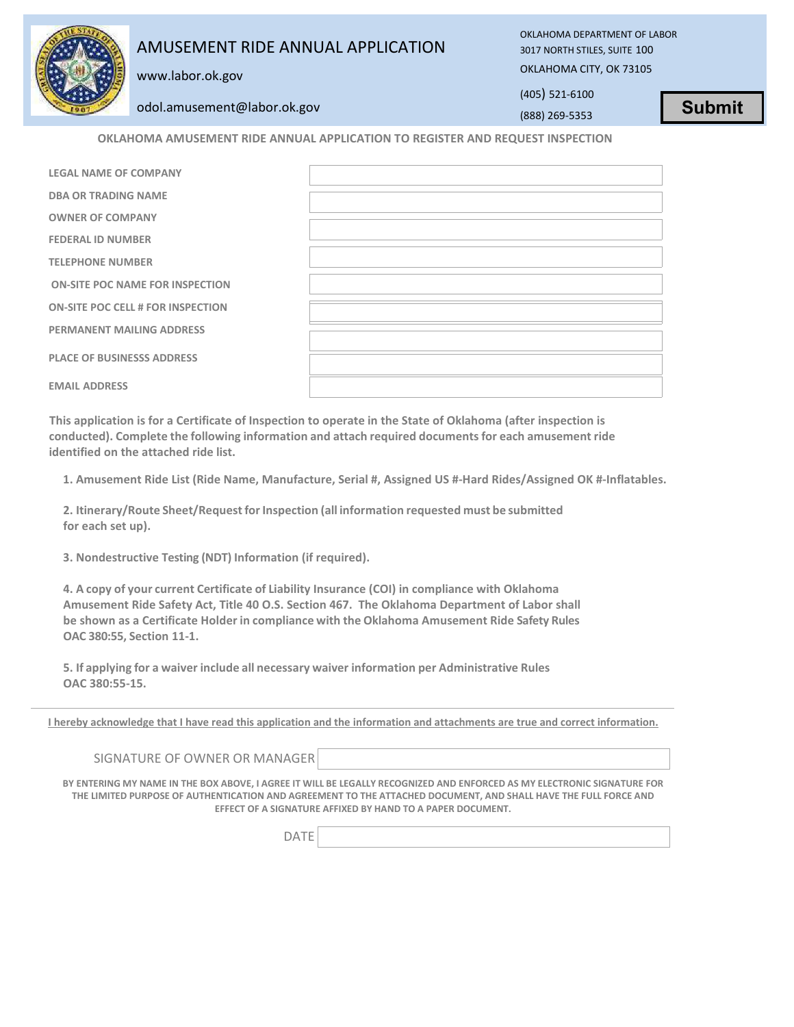# AMUSEMENT RIDE ANNUAL APPLICATION

www.labor.ok.gov

odol.amusement@labor.ok.gov

OKLAHOMA DEPARTMENT OF LABOR
3017 NORTH STILES, SUITE 100
OKLAHOMA CITY, OK 73105

(405) 521-6100
(888) 269-5353

Submit

## OKLAHOMA AMUSEMENT RIDE ANNUAL APPLICATION TO REGISTER AND REQUEST INSPECTION

| | |
|---|---|
| LEGAL NAME OF COMPANY | |
| DBA OR TRADING NAME | |
| OWNER OF COMPANY | |
| FEDERAL ID NUMBER | |
| TELEPHONE NUMBER | |
| ON-SITE POC NAME FOR INSPECTION | |
| ON-SITE POC CELL # FOR INSPECTION | |
| PERMANENT MAILING ADDRESS | |
| PLACE OF BUSINESSS ADDRESS | |
| EMAIL ADDRESS | |

**This application is for a Certificate of Inspection to operate in the State of Oklahoma (after inspection is conducted). Complete the following information and attach required documents for each amusement ride identified on the attached ride list.**

1. **Amusement Ride List (Ride Name, Manufacture, Serial #, Assigned US #-Hard Rides/Assigned OK #-Inflatables.**

2. **Itinerary/Route Sheet/Request for Inspection (all information requested must be submitted for each set up).**

3. **Nondestructive Testing (NDT) Information (if required).**

4. **A copy of your current Certificate of Liability Insurance (COI) in compliance with Oklahoma Amusement Ride Safety Act, Title 40 O.S. Section 467. The Oklahoma Department of Labor shall be shown as a Certificate Holder in compliance with the Oklahoma Amusement Ride Safety Rules OAC 380:55, Section 11-1.**

5. **If applying for a waiver include all necessary waiver information per Administrative Rules OAC 380:55-15.**

---

**I hereby acknowledge that I have read this application and the information and attachments are true and correct information.**

SIGNATURE OF OWNER OR MANAGER

**BY ENTERING MY NAME IN THE BOX ABOVE, I AGREE IT WILL BE LEGALLY RECOGNIZED AND ENFORCED AS MY ELECTRONIC SIGNATURE FOR THE LIMITED PURPOSE OF AUTHENTICATION AND AGREEMENT TO THE ATTACHED DOCUMENT, AND SHALL HAVE THE FULL FORCE AND EFFECT OF A SIGNATURE AFFIXED BY HAND TO A PAPER DOCUMENT.**

DATE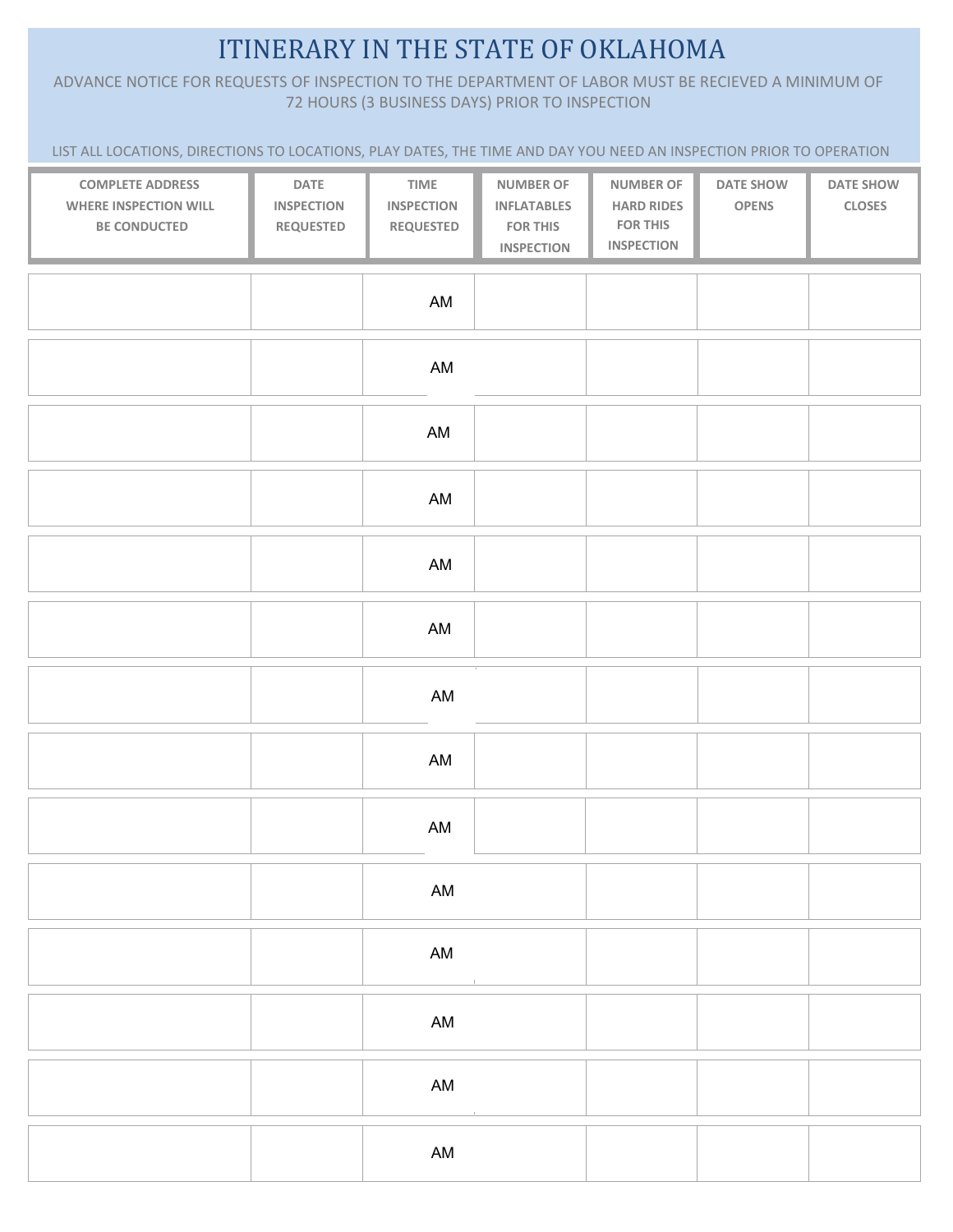# ITINERARY IN THE STATE OF OKLAHOMA

ADVANCE NOTICE FOR REQUESTS OF INSPECTION TO THE DEPARTMENT OF LABOR MUST BE RECIEVED A MINIMUM OF 72 HOURS (3 BUSINESS DAYS) PRIOR TO INSPECTION

LIST ALL LOCATIONS, DIRECTIONS TO LOCATIONS, PLAY DATES, THE TIME AND DAY YOU NEED AN INSPECTION PRIOR TO OPERATION

| COMPLETE ADDRESS WHERE INSPECTION WILL BE CONDUCTED | DATE INSPECTION REQUESTED | TIME INSPECTION REQUESTED | NUMBER OF INFLATABLES FOR THIS INSPECTION | NUMBER OF HARD RIDES FOR THIS INSPECTION | DATE SHOW OPENS | DATE SHOW CLOSES |
|---|---|---|---|---|---|---|
| | | AM | | | | |
| | | AM | | | | |
| | | AM | | | | |
| | | AM | | | | |
| | | AM | | | | |
| | | AM | | | | |
| | | AM | | | | |
| | | AM | | | | |
| | | AM | | | | |
| | | AM | | | | |
| | | AM | | | | |
| | | AM | | | | |
| | | AM | | | | |
| | | AM | | | | |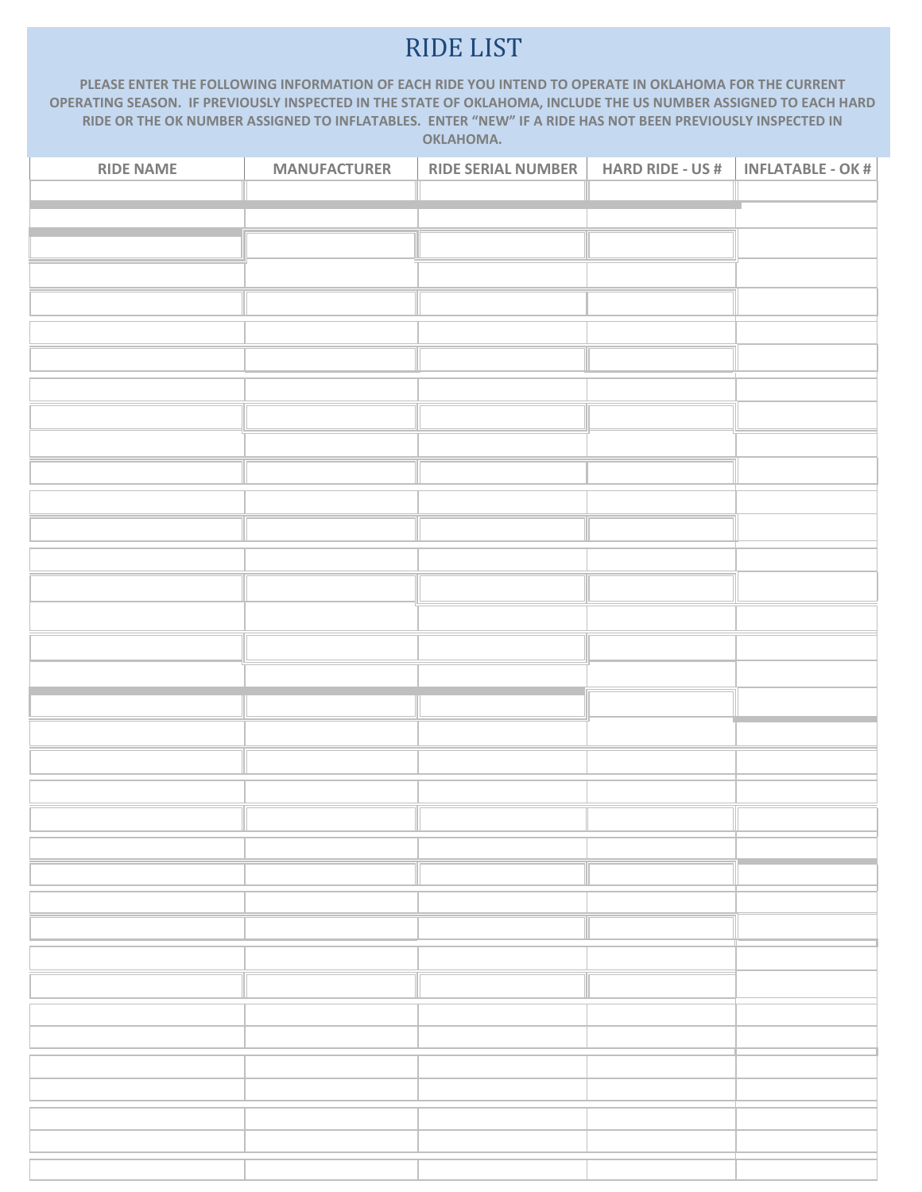# RIDE LIST

**PLEASE ENTER THE FOLLOWING INFORMATION OF EACH RIDE YOU INTEND TO OPERATE IN OKLAHOMA FOR THE CURRENT OPERATING SEASON. IF PREVIOUSLY INSPECTED IN THE STATE OF OKLAHOMA, INCLUDE THE US NUMBER ASSIGNED TO EACH HARD RIDE OR THE OK NUMBER ASSIGNED TO INFLATABLES. ENTER "NEW" IF A RIDE HAS NOT BEEN PREVIOUSLY INSPECTED IN OKLAHOMA.**

| RIDE NAME | MANUFACTURER | RIDE SERIAL NUMBER | HARD RIDE - US # | INFLATABLE - OK # |
|---|---|---|---|---|
| | | | | |
| | | | | |
| | | | | |
| | | | | |
| | | | | |
| | | | | |
| | | | | |
| | | | | |
| | | | | |
| | | | | |
| | | | | |
| | | | | |
| | | | | |
| | | | | |
| | | | | |
| | | | | |
| | | | | |
| | | | | |
| | | | | |
| | | | | |
| | | | | |
| | | | | |
| | | | | |
| | | | | |
| | | | | |
| | | | | |
| | | | | |
| | | | | |
| | | | | |
| | | | | |
| | | | | |
| | | | | |
| | | | | |
| | | | | |
| | | | | |
| | | | | |
| | | | | |